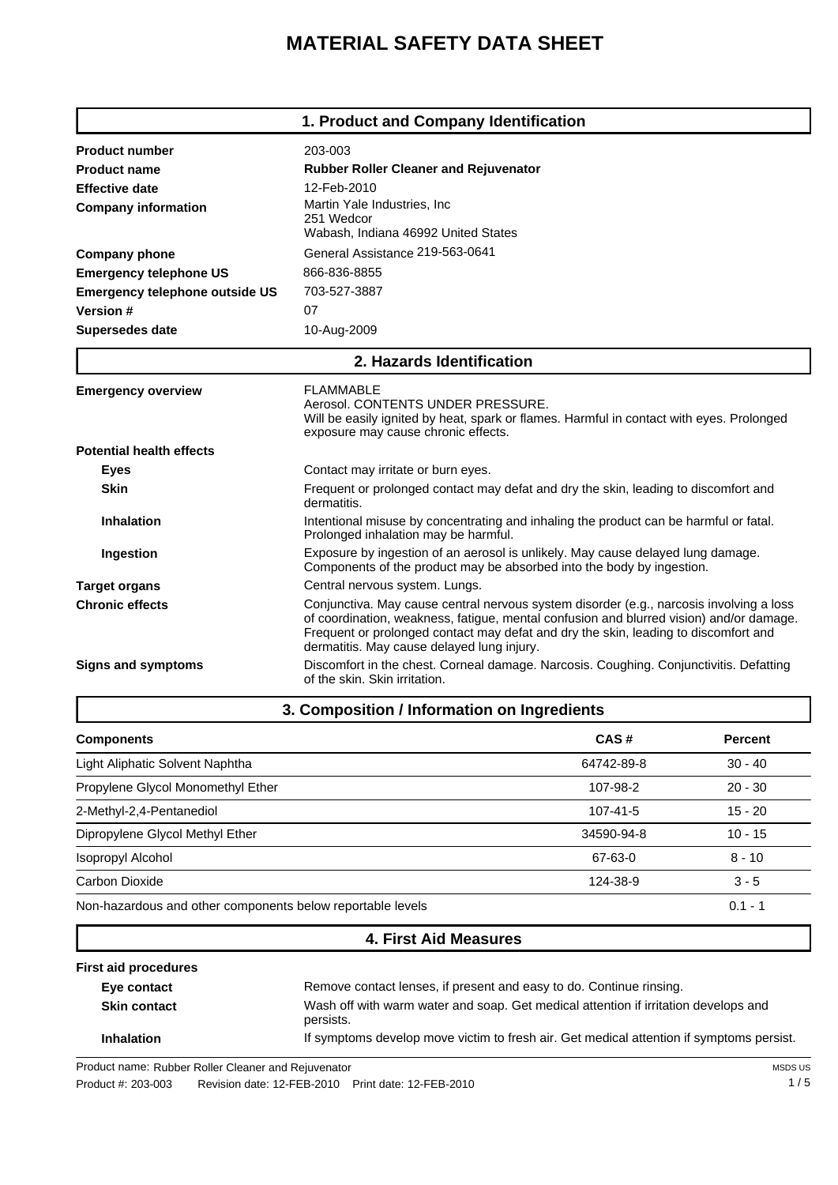# MATERIAL SAFETY DATA SHEET

## 1. Product and Company Identification

| | |
|---|---|
| **Product number** | 203-003 |
| **Product name** | **Rubber Roller Cleaner and Rejuvenator** |
| **Effective date** | 12-Feb-2010 |
| **Company information** | Martin Yale Industries, Inc<br>251 Wedcor<br>Wabash, Indiana 46992 United States |
| **Company phone** | General Assistance 219-563-0641 |
| **Emergency telephone US** | 866-836-8855 |
| **Emergency telephone outside US** | 703-527-3887 |
| **Version #** | 07 |
| **Supersedes date** | 10-Aug-2009 |

## 2. Hazards Identification

**Emergency overview**

FLAMMABLE
Aerosol. CONTENTS UNDER PRESSURE.
Will be easily ignited by heat, spark or flames. Harmful in contact with eyes. Prolonged exposure may cause chronic effects.

**Potential health effects**

- **Eyes**: Contact may irritate or burn eyes.
- **Skin**: Frequent or prolonged contact may defat and dry the skin, leading to discomfort and dermatitis.
- **Inhalation**: Intentional misuse by concentrating and inhaling the product can be harmful or fatal. Prolonged inhalation may be harmful.
- **Ingestion**: Exposure by ingestion of an aerosol is unlikely. May cause delayed lung damage. Components of the product may be absorbed into the body by ingestion.

**Target organs**: Central nervous system. Lungs.

**Chronic effects**: Conjunctiva. May cause central nervous system disorder (e.g., narcosis involving a loss of coordination, weakness, fatigue, mental confusion and blurred vision) and/or damage. Frequent or prolonged contact may defat and dry the skin, leading to discomfort and dermatitis. May cause delayed lung injury.

**Signs and symptoms**: Discomfort in the chest. Corneal damage. Narcosis. Coughing. Conjunctivitis. Defatting of the skin. Skin irritation.

## 3. Composition / Information on Ingredients

| Components | CAS # | Percent |
|---|---|---|
| Light Aliphatic Solvent Naphtha | 64742-89-8 | 30 - 40 |
| Propylene Glycol Monomethyl Ether | 107-98-2 | 20 - 30 |
| 2-Methyl-2,4-Pentanediol | 107-41-5 | 15 - 20 |
| Dipropylene Glycol Methyl Ether | 34590-94-8 | 10 - 15 |
| Isopropyl Alcohol | 67-63-0 | 8 - 10 |
| Carbon Dioxide | 124-38-9 | 3 - 5 |
| Non-hazardous and other components below reportable levels | | 0.1 - 1 |

## 4. First Aid Measures

**First aid procedures**

- **Eye contact**: Remove contact lenses, if present and easy to do. Continue rinsing.
- **Skin contact**: Wash off with warm water and soap. Get medical attention if irritation develops and persists.
- **Inhalation**: If symptoms develop move victim to fresh air. Get medical attention if symptoms persist.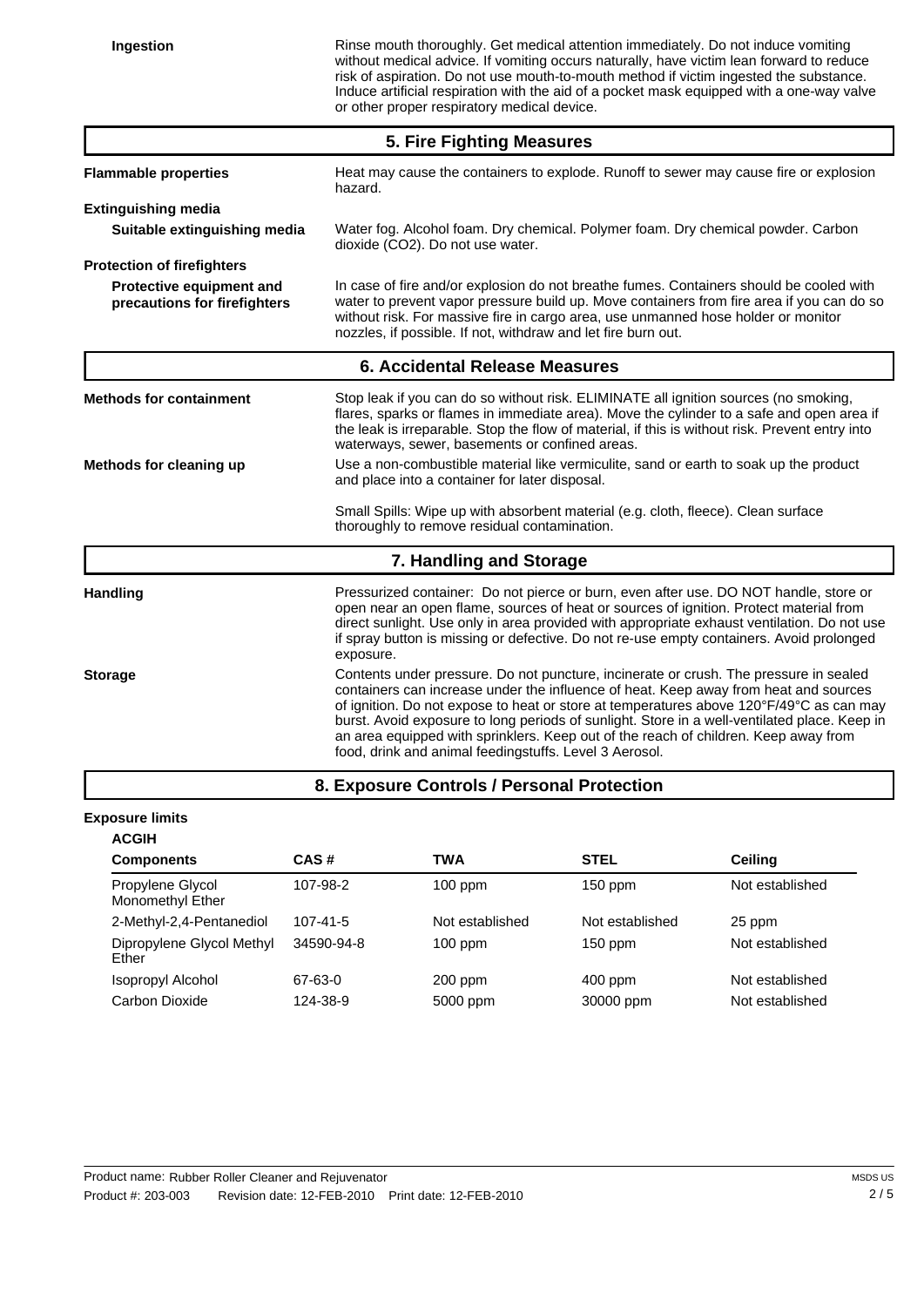**Ingestion**

Rinse mouth thoroughly. Get medical attention immediately. Do not induce vomiting without medical advice. If vomiting occurs naturally, have victim lean forward to reduce risk of aspiration. Do not use mouth-to-mouth method if victim ingested the substance. Induce artificial respiration with the aid of a pocket mask equipped with a one-way valve or other proper respiratory medical device.

## 5. Fire Fighting Measures

**Flammable properties**

Heat may cause the containers to explode. Runoff to sewer may cause fire or explosion hazard.

**Extinguishing media**

**Suitable extinguishing media**

Water fog. Alcohol foam. Dry chemical. Polymer foam. Dry chemical powder. Carbon dioxide ($CO_2$). Do not use water.

**Protection of firefighters**

**Protective equipment and precautions for firefighters**

In case of fire and/or explosion do not breathe fumes. Containers should be cooled with water to prevent vapor pressure build up. Move containers from fire area if you can do so without risk. For massive fire in cargo area, use unmanned hose holder or monitor nozzles, if possible. If not, withdraw and let fire burn out.

## 6. Accidental Release Measures

**Methods for containment**

Stop leak if you can do so without risk. ELIMINATE all ignition sources (no smoking, flares, sparks or flames in immediate area). Move the cylinder to a safe and open area if the leak is irreparable. Stop the flow of material, if this is without risk. Prevent entry into waterways, sewer, basements or confined areas.

**Methods for cleaning up**

Use a non-combustible material like vermiculite, sand or earth to soak up the product and place into a container for later disposal.

Small Spills: Wipe up with absorbent material (e.g. cloth, fleece). Clean surface thoroughly to remove residual contamination.

## 7. Handling and Storage

**Handling**

Pressurized container: Do not pierce or burn, even after use. DO NOT handle, store or open near an open flame, sources of heat or sources of ignition. Protect material from direct sunlight. Use only in area provided with appropriate exhaust ventilation. Do not use if spray button is missing or defective. Do not re-use empty containers. Avoid prolonged exposure.

**Storage**

Contents under pressure. Do not puncture, incinerate or crush. The pressure in sealed containers can increase under the influence of heat. Keep away from heat and sources of ignition. Do not expose to heat or store at temperatures above 120°F/49°C as can may burst. Avoid exposure to long periods of sunlight. Store in a well-ventilated place. Keep in an area equipped with sprinklers. Keep out of the reach of children. Keep away from food, drink and animal feedingstuffs. Level 3 Aerosol.

## 8. Exposure Controls / Personal Protection

**Exposure limits**

**ACGIH**

| Components | CAS # | TWA | STEL | Ceiling |
|---|---|---|---|---|
| Propylene Glycol Monomethyl Ether | 107-98-2 | 100 ppm | 150 ppm | Not established |
| 2-Methyl-2,4-Pentanediol | 107-41-5 | Not established | Not established | 25 ppm |
| Dipropylene Glycol Methyl Ether | 34590-94-8 | 100 ppm | 150 ppm | Not established |
| Isopropyl Alcohol | 67-63-0 | 200 ppm | 400 ppm | Not established |
| Carbon Dioxide | 124-38-9 | 5000 ppm | 30000 ppm | Not established |

Product name: Rubber Roller Cleaner and Rejuvenator
Product #: 203-003 Revision date: 12-FEB-2010 Print date: 12-FEB-2010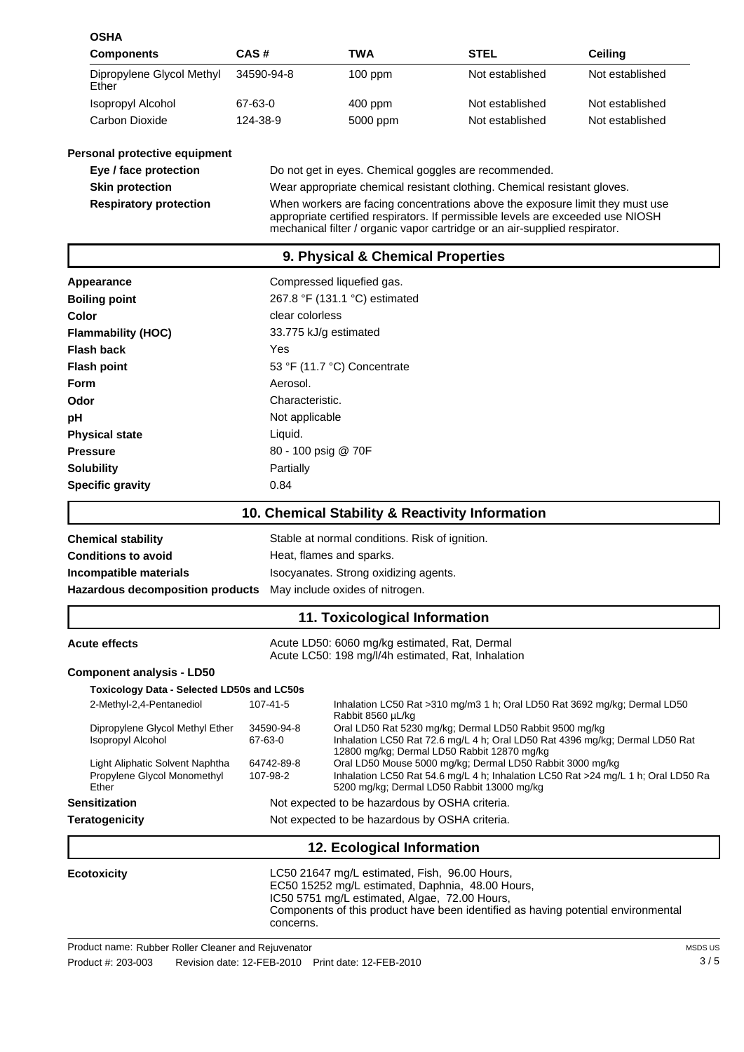**OSHA**

| Components | CAS # | TWA | STEL | Ceiling |
|---|---|---|---|---|
| Dipropylene Glycol Methyl Ether | 34590-94-8 | 100 ppm | Not established | Not established |
| Isopropyl Alcohol | 67-63-0 | 400 ppm | Not established | Not established |
| Carbon Dioxide | 124-38-9 | 5000 ppm | Not established | Not established |

**Personal protective equipment**

| | |
|---|---|
| **Eye / face protection** | Do not get in eyes. Chemical goggles are recommended. |
| **Skin protection** | Wear appropriate chemical resistant clothing. Chemical resistant gloves. |
| **Respiratory protection** | When workers are facing concentrations above the exposure limit they must use appropriate certified respirators. If permissible levels are exceeded use NIOSH mechanical filter / organic vapor cartridge or an air-supplied respirator. |

## 9. Physical & Chemical Properties

| | |
|---|---|
| **Appearance** | Compressed liquefied gas. |
| **Boiling point** | 267.8 °F (131.1 °C) estimated |
| **Color** | clear colorless |
| **Flammability (HOC)** | 33.775 kJ/g estimated |
| **Flash back** | Yes |
| **Flash point** | 53 °F (11.7 °C) Concentrate |
| **Form** | Aerosol. |
| **Odor** | Characteristic. |
| **pH** | Not applicable |
| **Physical state** | Liquid. |
| **Pressure** | 80 - 100 psig @ 70F |
| **Solubility** | Partially |
| **Specific gravity** | 0.84 |

## 10. Chemical Stability & Reactivity Information

| | |
|---|---|
| **Chemical stability** | Stable at normal conditions. Risk of ignition. |
| **Conditions to avoid** | Heat, flames and sparks. |
| **Incompatible materials** | Isocyanates. Strong oxidizing agents. |
| **Hazardous decomposition products** | May include oxides of nitrogen. |

## 11. Toxicological Information

**Acute effects**

Acute LD50: 6060 mg/kg estimated, Rat, Dermal
Acute LC50: 198 mg/l/4h estimated, Rat, Inhalation

**Component analysis - LD50**

**Toxicology Data - Selected LD50s and LC50s**

| | | |
|---|---|---|
| 2-Methyl-2,4-Pentanediol | 107-41-5 | Inhalation LC50 Rat >310 mg/m3 1 h; Oral LD50 Rat 3692 mg/kg; Dermal LD50 Rabbit 8560 µL/kg |
| Dipropylene Glycol Methyl Ether | 34590-94-8 | Oral LD50 Rat 5230 mg/kg; Dermal LD50 Rabbit 9500 mg/kg |
| Isopropyl Alcohol | 67-63-0 | Inhalation LC50 Rat 72.6 mg/L 4 h; Oral LD50 Rat 4396 mg/kg; Dermal LD50 Rat 12800 mg/kg; Dermal LD50 Rabbit 12870 mg/kg |
| Light Aliphatic Solvent Naphtha | 64742-89-8 | Oral LD50 Mouse 5000 mg/kg; Dermal LD50 Rabbit 3000 mg/kg |
| Propylene Glycol Monomethyl Ether | 107-98-2 | Inhalation LC50 Rat 54.6 mg/L 4 h; Inhalation LC50 Rat >24 mg/L 1 h; Oral LD50 Ra 5200 mg/kg; Dermal LD50 Rabbit 13000 mg/kg |

| | |
|---|---|
| **Sensitization** | Not expected to be hazardous by OSHA criteria. |
| **Teratogenicity** | Not expected to be hazardous by OSHA criteria. |

## 12. Ecological Information

**Ecotoxicity**

LC50 21647 mg/L estimated, Fish, 96.00 Hours,
EC50 15252 mg/L estimated, Daphnia, 48.00 Hours,
IC50 5751 mg/L estimated, Algae, 72.00 Hours,
Components of this product have been identified as having potential environmental concerns.

Product name: Rubber Roller Cleaner and Rejuvenator
Product #: 203-003 Revision date: 12-FEB-2010 Print date: 12-FEB-2010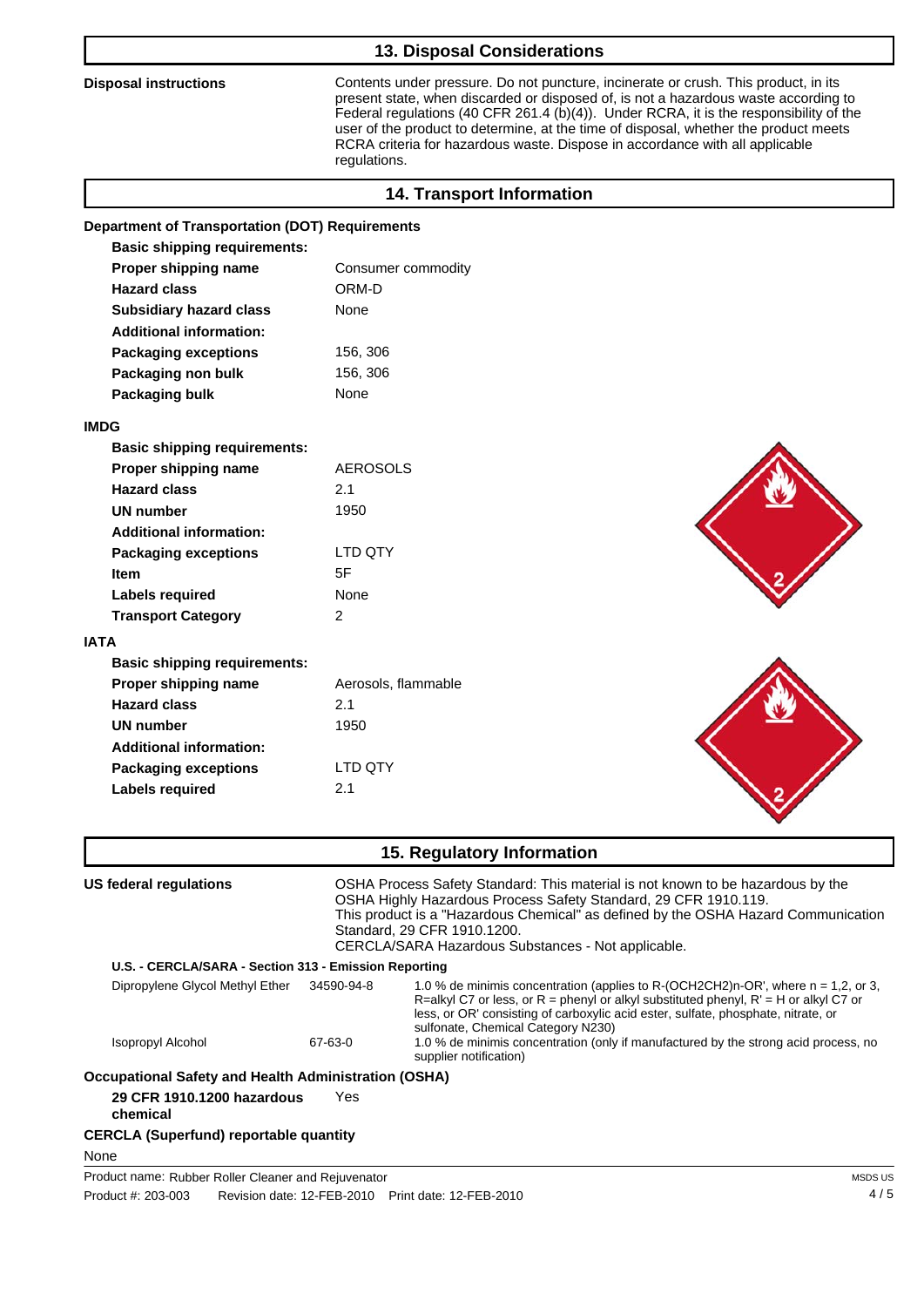## 13. Disposal Considerations

| | |
|---|---|
| **Disposal instructions** | Contents under pressure. Do not puncture, incinerate or crush. This product, in its present state, when discarded or disposed of, is not a hazardous waste according to Federal regulations (40 CFR 261.4 (b)(4)). Under RCRA, it is the responsibility of the user of the product to determine, at the time of disposal, whether the product meets RCRA criteria for hazardous waste. Dispose in accordance with all applicable regulations. |

## 14. Transport Information

**Department of Transportation (DOT) Requirements**

| | |
|---|---|
| **Basic shipping requirements:** | |
| **Proper shipping name** | Consumer commodity |
| **Hazard class** | ORM-D |
| **Subsidiary hazard class** | None |
| **Additional information:** | |
| **Packaging exceptions** | 156, 306 |
| **Packaging non bulk** | 156, 306 |
| **Packaging bulk** | None |

**IMDG**

| | |
|---|---|
| **Basic shipping requirements:** | |
| **Proper shipping name** | AEROSOLS |
| **Hazard class** | 2.1 |
| **UN number** | 1950 |
| **Additional information:** | |
| **Packaging exceptions** | LTD QTY |
| **Item** | 5F |
| **Labels required** | None |
| **Transport Category** | 2 |

**IATA**

| | |
|---|---|
| **Basic shipping requirements:** | |
| **Proper shipping name** | Aerosols, flammable |
| **Hazard class** | 2.1 |
| **UN number** | 1950 |
| **Additional information:** | |
| **Packaging exceptions** | LTD QTY |
| **Labels required** | 2.1 |

## 15. Regulatory Information

| | |
|---|---|
| **US federal regulations** | OSHA Process Safety Standard: This material is not known to be hazardous by the OSHA Highly Hazardous Process Safety Standard, 29 CFR 1910.119.<br>This product is a "Hazardous Chemical" as defined by the OSHA Hazard Communication Standard, 29 CFR 1910.1200.<br>CERCLA/SARA Hazardous Substances - Not applicable. |

**U.S. - CERCLA/SARA - Section 313 - Emission Reporting**

| | | |
|---|---|---|
| Dipropylene Glycol Methyl Ether | 34590-94-8 | 1.0 % de minimis concentration (applies to R-(OCH2CH2)n-OR', where n = 1,2, or 3, R=alkyl C7 or less, or R = phenyl or alkyl substituted phenyl, R' = H or alkyl C7 or less, or OR' consisting of carboxylic acid ester, sulfate, phosphate, nitrate, or sulfonate, Chemical Category N230) |
| Isopropyl Alcohol | 67-63-0 | 1.0 % de minimis concentration (only if manufactured by the strong acid process, no supplier notification) |

**Occupational Safety and Health Administration (OSHA)**

| | |
|---|---|
| **29 CFR 1910.1200 hazardous chemical** | Yes |

**CERCLA (Superfund) reportable quantity**

None

Product name: Rubber Roller Cleaner and Rejuvenator

Product #: 203-003 Revision date: 12-FEB-2010 Print date: 12-FEB-2010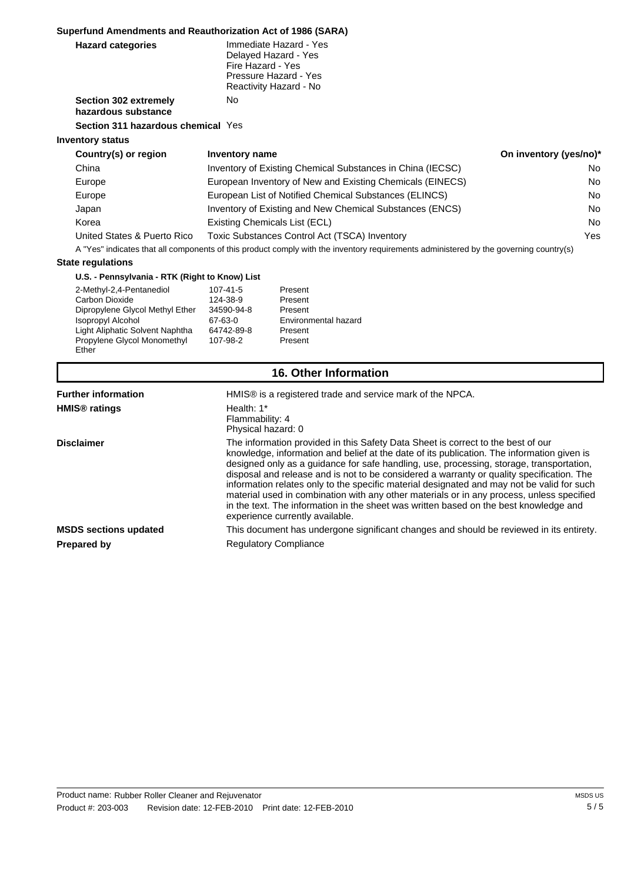**Superfund Amendments and Reauthorization Act of 1986 (SARA)**

| | |
|---|---|
| **Hazard categories** | Immediate Hazard - Yes<br>Delayed Hazard - Yes<br>Fire Hazard - Yes<br>Pressure Hazard - Yes<br>Reactivity Hazard - No |
| **Section 302 extremely hazardous substance** | No |
| **Section 311 hazardous chemical** | Yes |

**Inventory status**

| Country(s) or region | Inventory name | On inventory (yes/no)* |
|---|---|---|
| China | Inventory of Existing Chemical Substances in China (IECSC) | No |
| Europe | European Inventory of New and Existing Chemicals (EINECS) | No |
| Europe | European List of Notified Chemical Substances (ELINCS) | No |
| Japan | Inventory of Existing and New Chemical Substances (ENCS) | No |
| Korea | Existing Chemicals List (ECL) | No |
| United States & Puerto Rico | Toxic Substances Control Act (TSCA) Inventory | Yes |

A "Yes" indicates that all components of this product comply with the inventory requirements administered by the governing country(s)

**State regulations**

**U.S. - Pennsylvania - RTK (Right to Know) List**

| | | |
|---|---|---|
| 2-Methyl-2,4-Pentanediol | 107-41-5 | Present |
| Carbon Dioxide | 124-38-9 | Present |
| Dipropylene Glycol Methyl Ether | 34590-94-8 | Present |
| Isopropyl Alcohol | 67-63-0 | Environmental hazard |
| Light Aliphatic Solvent Naphtha | 64742-89-8 | Present |
| Propylene Glycol Monomethyl Ether | 107-98-2 | Present |

## 16. Other Information

| | |
|---|---|
| **Further information** | HMIS® is a registered trade and service mark of the NPCA. |
| **HMIS® ratings** | Health: 1*<br>Flammability: 4<br>Physical hazard: 0 |
| **Disclaimer** | The information provided in this Safety Data Sheet is correct to the best of our knowledge, information and belief at the date of its publication. The information given is designed only as a guidance for safe handling, use, processing, storage, transportation, disposal and release and is not to be considered a warranty or quality specification. The information relates only to the specific material designated and may not be valid for such material used in combination with any other materials or in any process, unless specified in the text. The information in the sheet was written based on the best knowledge and experience currently available. |
| **MSDS sections updated** | This document has undergone significant changes and should be reviewed in its entirety. |
| **Prepared by** | Regulatory Compliance |